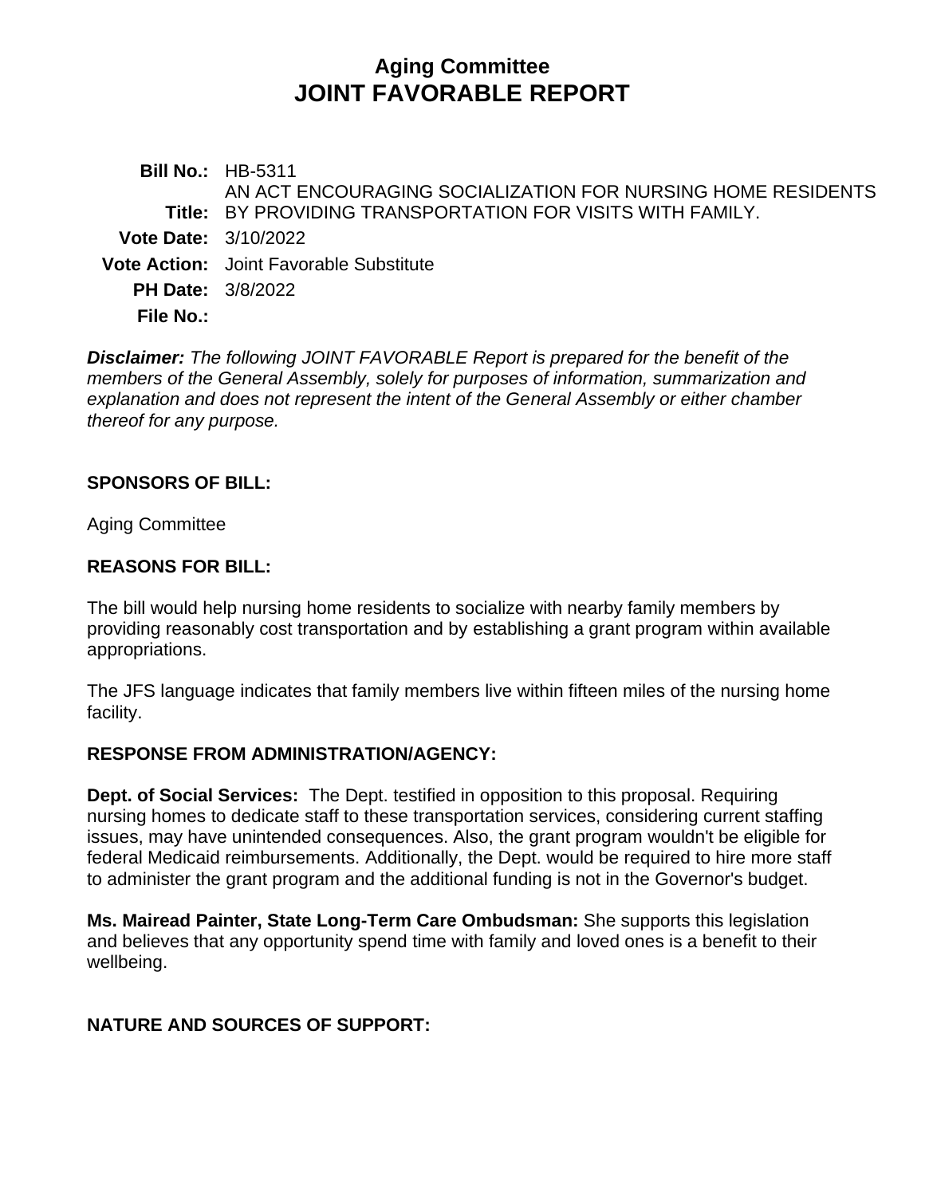# Aging Committee
# JOINT FAVORABLE REPORT

**Bill No.:** HB-5311

**Title:** AN ACT ENCOURAGING SOCIALIZATION FOR NURSING HOME RESIDENTS BY PROVIDING TRANSPORTATION FOR VISITS WITH FAMILY.

**Vote Date:** 3/10/2022

**Vote Action:** Joint Favorable Substitute

**PH Date:** 3/8/2022

**File No.:**

***Disclaimer:*** *The following JOINT FAVORABLE Report is prepared for the benefit of the members of the General Assembly, solely for purposes of information, summarization and explanation and does not represent the intent of the General Assembly or either chamber thereof for any purpose.*

## SPONSORS OF BILL:

Aging Committee

## REASONS FOR BILL:

The bill would help nursing home residents to socialize with nearby family members by providing reasonably cost transportation and by establishing a grant program within available appropriations.

The JFS language indicates that family members live within fifteen miles of the nursing home facility.

## RESPONSE FROM ADMINISTRATION/AGENCY:

**Dept. of Social Services:** The Dept. testified in opposition to this proposal. Requiring nursing homes to dedicate staff to these transportation services, considering current staffing issues, may have unintended consequences. Also, the grant program wouldn't be eligible for federal Medicaid reimbursements. Additionally, the Dept. would be required to hire more staff to administer the grant program and the additional funding is not in the Governor's budget.

**Ms. Mairead Painter, State Long-Term Care Ombudsman:** She supports this legislation and believes that any opportunity spend time with family and loved ones is a benefit to their wellbeing.

## NATURE AND SOURCES OF SUPPORT: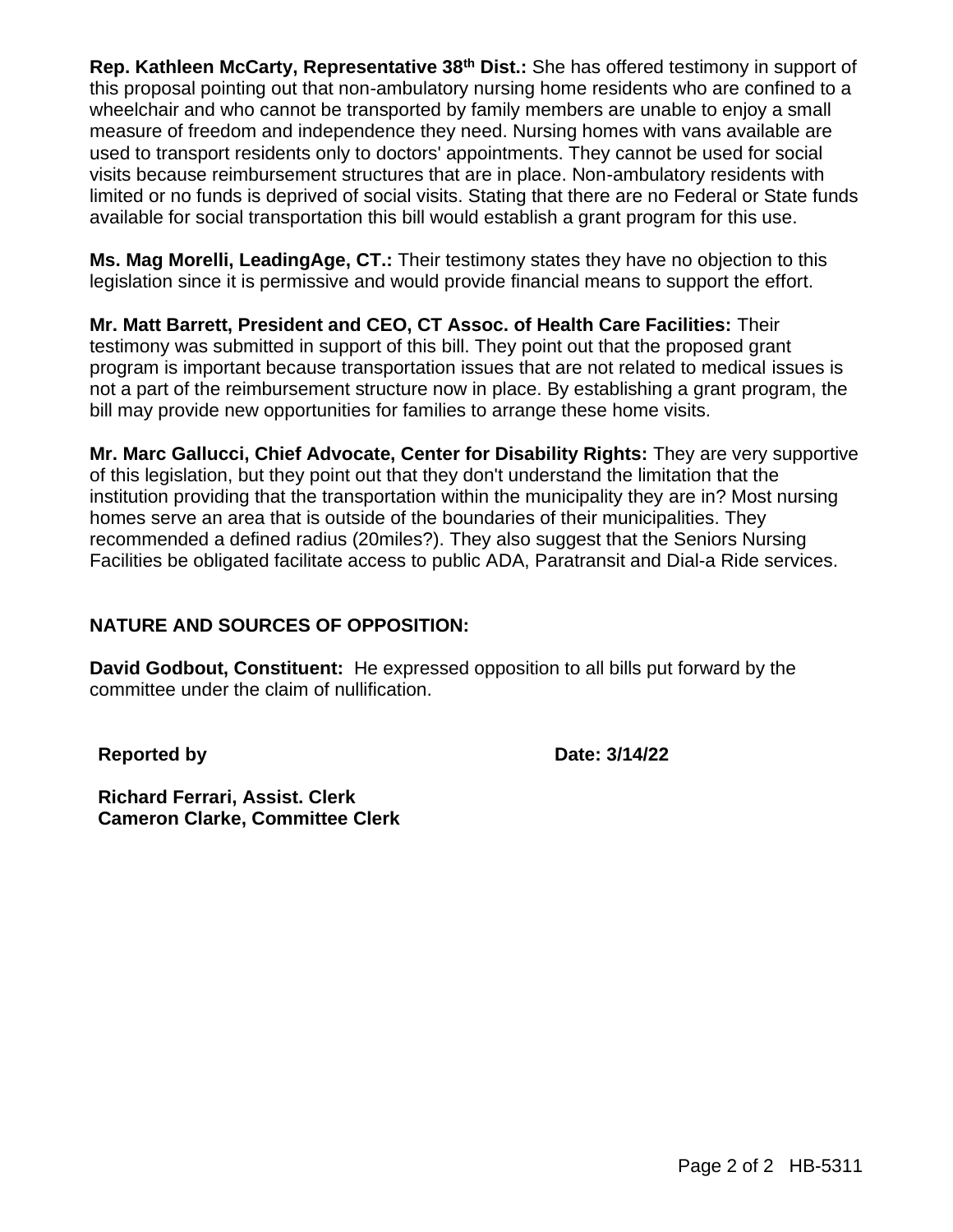**Rep. Kathleen McCarty, Representative 38th Dist.:** She has offered testimony in support of this proposal pointing out that non-ambulatory nursing home residents who are confined to a wheelchair and who cannot be transported by family members are unable to enjoy a small measure of freedom and independence they need. Nursing homes with vans available are used to transport residents only to doctors' appointments. They cannot be used for social visits because reimbursement structures that are in place. Non-ambulatory residents with limited or no funds is deprived of social visits. Stating that there are no Federal or State funds available for social transportation this bill would establish a grant program for this use.

**Ms. Mag Morelli, LeadingAge, CT.:** Their testimony states they have no objection to this legislation since it is permissive and would provide financial means to support the effort.

**Mr. Matt Barrett, President and CEO, CT Assoc. of Health Care Facilities:** Their testimony was submitted in support of this bill. They point out that the proposed grant program is important because transportation issues that are not related to medical issues is not a part of the reimbursement structure now in place. By establishing a grant program, the bill may provide new opportunities for families to arrange these home visits.

**Mr. Marc Gallucci, Chief Advocate, Center for Disability Rights:** They are very supportive of this legislation, but they point out that they don't understand the limitation that the institution providing that the transportation within the municipality they are in? Most nursing homes serve an area that is outside of the boundaries of their municipalities. They recommended a defined radius (20miles?). They also suggest that the Seniors Nursing Facilities be obligated facilitate access to public ADA, Paratransit and Dial-a Ride services.

**NATURE AND SOURCES OF OPPOSITION:**

**David Godbout, Constituent:** He expressed opposition to all bills put forward by the committee under the claim of nullification.

**Reported by** **Date: 3/14/22**

**Richard Ferrari, Assist. Clerk**
**Cameron Clarke, Committee Clerk**